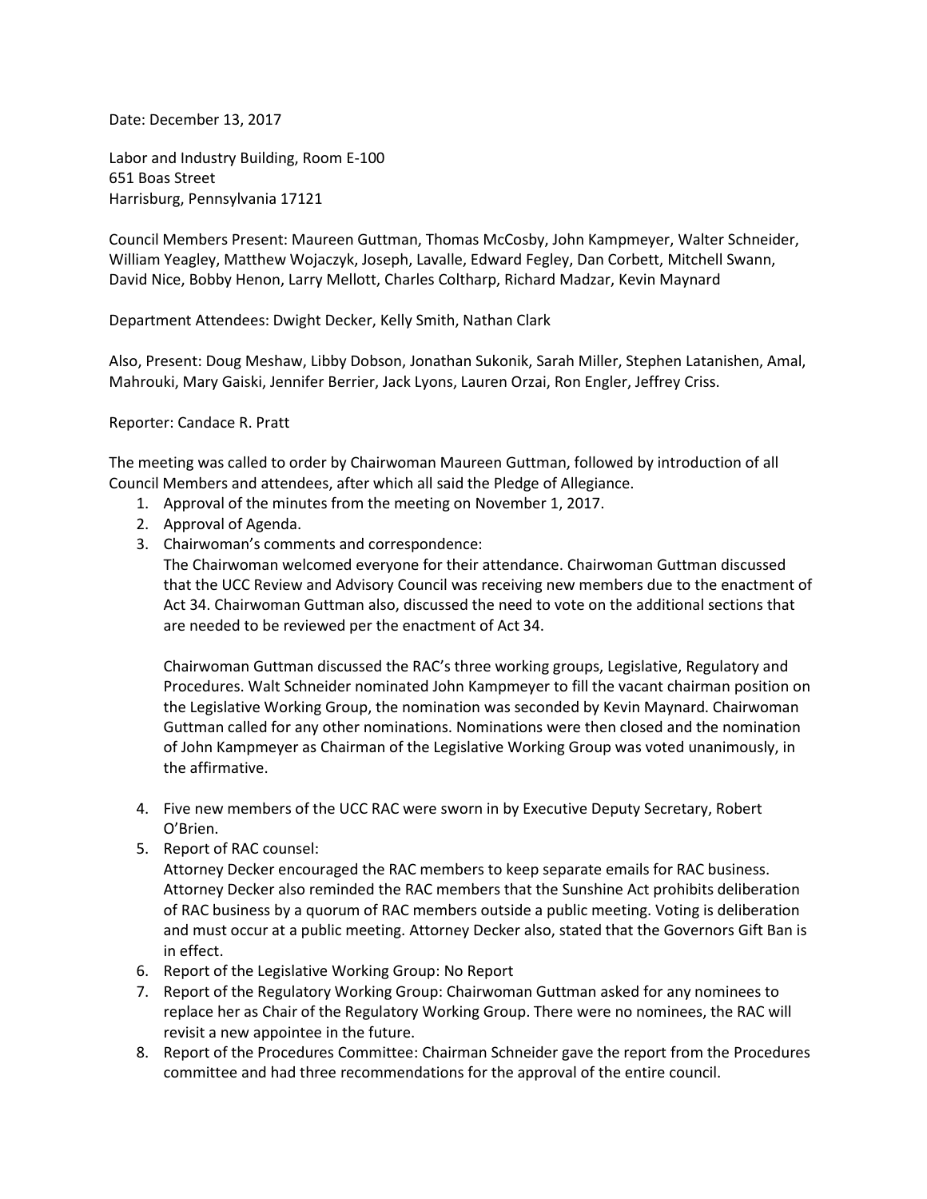Date: December 13, 2017

Labor and Industry Building, Room E-100
651 Boas Street
Harrisburg, Pennsylvania 17121

Council Members Present: Maureen Guttman, Thomas McCosby, John Kampmeyer, Walter Schneider, William Yeagley, Matthew Wojaczyk, Joseph, Lavalle, Edward Fegley, Dan Corbett, Mitchell Swann, David Nice, Bobby Henon, Larry Mellott, Charles Coltharp, Richard Madzar, Kevin Maynard

Department Attendees: Dwight Decker, Kelly Smith, Nathan Clark

Also, Present: Doug Meshaw, Libby Dobson, Jonathan Sukonik, Sarah Miller, Stephen Latanishen, Amal, Mahrouki, Mary Gaiski, Jennifer Berrier, Jack Lyons, Lauren Orzai, Ron Engler, Jeffrey Criss.

Reporter: Candace R. Pratt

The meeting was called to order by Chairwoman Maureen Guttman, followed by introduction of all Council Members and attendees, after which all said the Pledge of Allegiance.

1. Approval of the minutes from the meeting on November 1, 2017.
2. Approval of Agenda.
3. Chairwoman's comments and correspondence:
   The Chairwoman welcomed everyone for their attendance. Chairwoman Guttman discussed that the UCC Review and Advisory Council was receiving new members due to the enactment of Act 34. Chairwoman Guttman also, discussed the need to vote on the additional sections that are needed to be reviewed per the enactment of Act 34.

   Chairwoman Guttman discussed the RAC's three working groups, Legislative, Regulatory and Procedures. Walt Schneider nominated John Kampmeyer to fill the vacant chairman position on the Legislative Working Group, the nomination was seconded by Kevin Maynard. Chairwoman Guttman called for any other nominations. Nominations were then closed and the nomination of John Kampmeyer as Chairman of the Legislative Working Group was voted unanimously, in the affirmative.

4. Five new members of the UCC RAC were sworn in by Executive Deputy Secretary, Robert O'Brien.
5. Report of RAC counsel:
   Attorney Decker encouraged the RAC members to keep separate emails for RAC business. Attorney Decker also reminded the RAC members that the Sunshine Act prohibits deliberation of RAC business by a quorum of RAC members outside a public meeting. Voting is deliberation and must occur at a public meeting. Attorney Decker also, stated that the Governors Gift Ban is in effect.
6. Report of the Legislative Working Group: No Report
7. Report of the Regulatory Working Group: Chairwoman Guttman asked for any nominees to replace her as Chair of the Regulatory Working Group. There were no nominees, the RAC will revisit a new appointee in the future.
8. Report of the Procedures Committee: Chairman Schneider gave the report from the Procedures committee and had three recommendations for the approval of the entire council.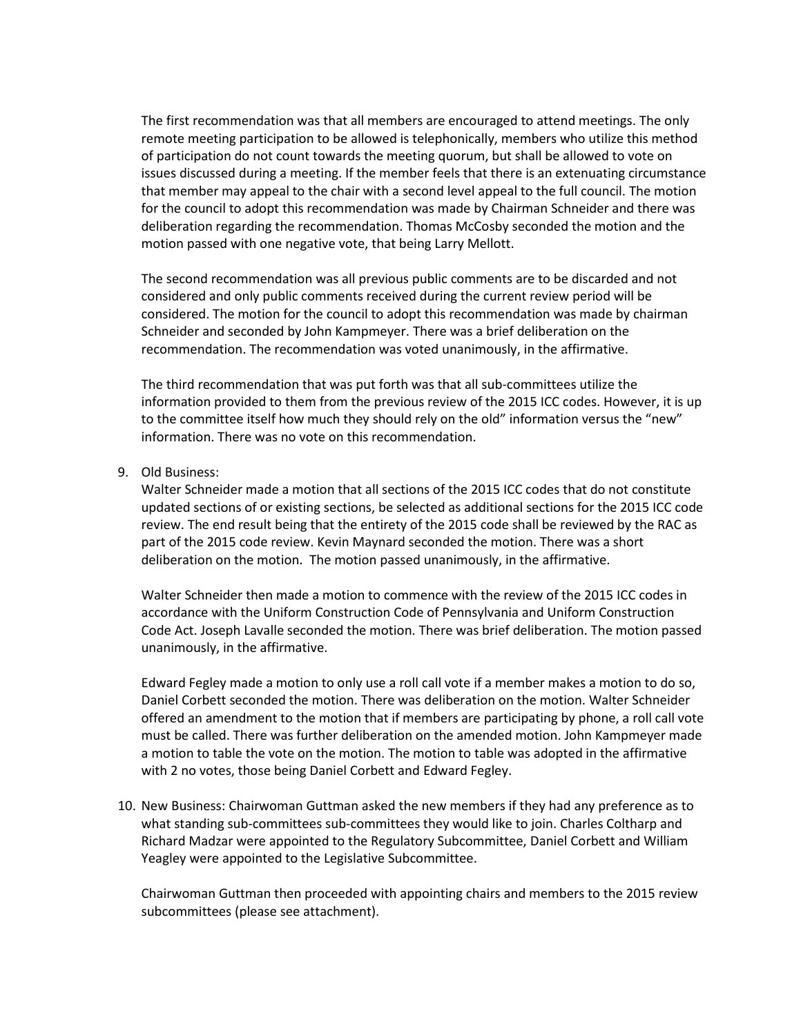The first recommendation was that all members are encouraged to attend meetings. The only remote meeting participation to be allowed is telephonically, members who utilize this method of participation do not count towards the meeting quorum, but shall be allowed to vote on issues discussed during a meeting. If the member feels that there is an extenuating circumstance that member may appeal to the chair with a second level appeal to the full council. The motion for the council to adopt this recommendation was made by Chairman Schneider and there was deliberation regarding the recommendation. Thomas McCosby seconded the motion and the motion passed with one negative vote, that being Larry Mellott.

The second recommendation was all previous public comments are to be discarded and not considered and only public comments received during the current review period will be considered. The motion for the council to adopt this recommendation was made by chairman Schneider and seconded by John Kampmeyer. There was a brief deliberation on the recommendation. The recommendation was voted unanimously, in the affirmative.

The third recommendation that was put forth was that all sub-committees utilize the information provided to them from the previous review of the 2015 ICC codes. However, it is up to the committee itself how much they should rely on the old" information versus the "new" information. There was no vote on this recommendation.

9. Old Business:
   Walter Schneider made a motion that all sections of the 2015 ICC codes that do not constitute updated sections of or existing sections, be selected as additional sections for the 2015 ICC code review. The end result being that the entirety of the 2015 code shall be reviewed by the RAC as part of the 2015 code review. Kevin Maynard seconded the motion. There was a short deliberation on the motion. The motion passed unanimously, in the affirmative.

   Walter Schneider then made a motion to commence with the review of the 2015 ICC codes in accordance with the Uniform Construction Code of Pennsylvania and Uniform Construction Code Act. Joseph Lavalle seconded the motion. There was brief deliberation. The motion passed unanimously, in the affirmative.

   Edward Fegley made a motion to only use a roll call vote if a member makes a motion to do so, Daniel Corbett seconded the motion. There was deliberation on the motion. Walter Schneider offered an amendment to the motion that if members are participating by phone, a roll call vote must be called. There was further deliberation on the amended motion. John Kampmeyer made a motion to table the vote on the motion. The motion to table was adopted in the affirmative with 2 no votes, those being Daniel Corbett and Edward Fegley.

10. New Business: Chairwoman Guttman asked the new members if they had any preference as to what standing sub-committees sub-committees they would like to join. Charles Coltharp and Richard Madzar were appointed to the Regulatory Subcommittee, Daniel Corbett and William Yeagley were appointed to the Legislative Subcommittee.

    Chairwoman Guttman then proceeded with appointing chairs and members to the 2015 review subcommittees (please see attachment).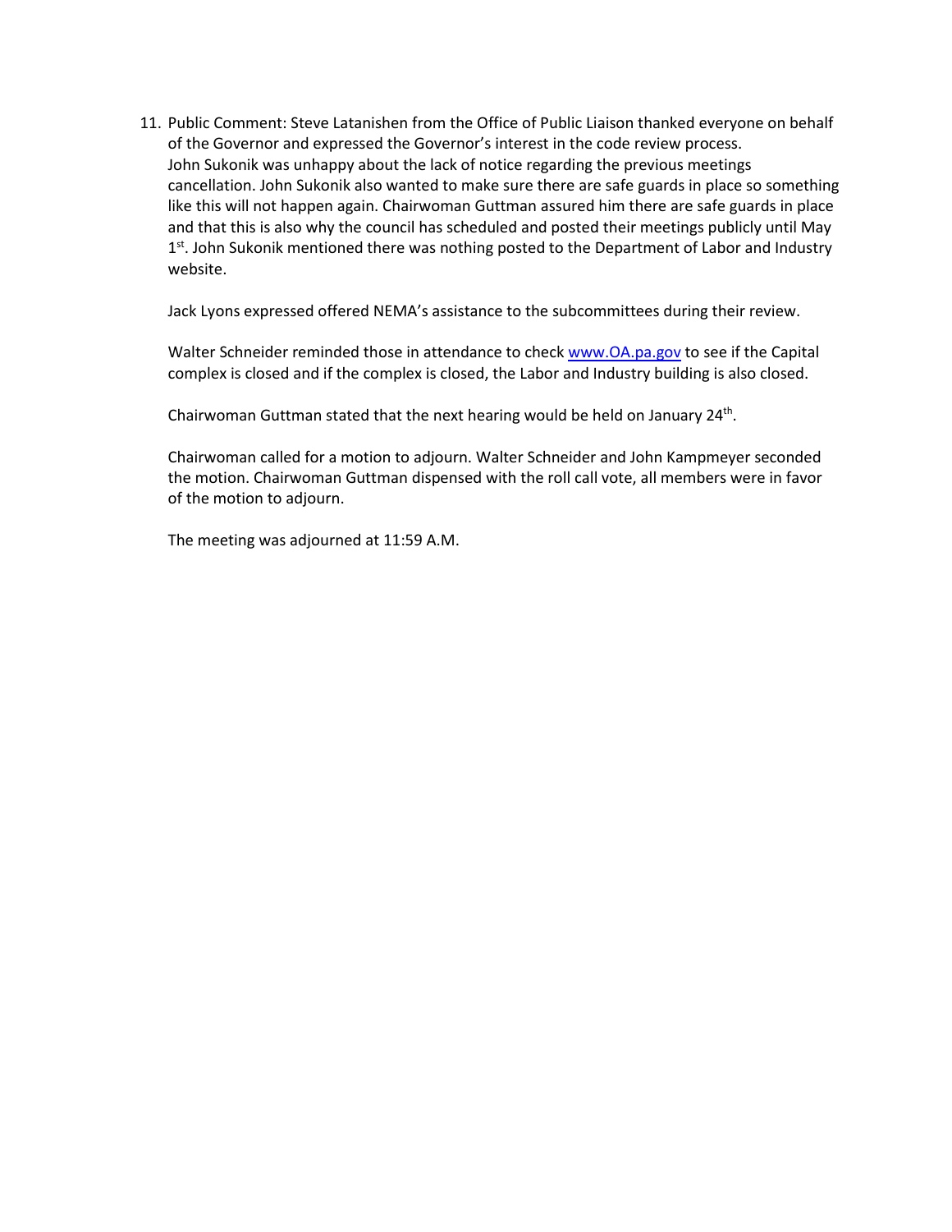11. Public Comment: Steve Latanishen from the Office of Public Liaison thanked everyone on behalf of the Governor and expressed the Governor's interest in the code review process. John Sukonik was unhappy about the lack of notice regarding the previous meetings cancellation. John Sukonik also wanted to make sure there are safe guards in place so something like this will not happen again. Chairwoman Guttman assured him there are safe guards in place and that this is also why the council has scheduled and posted their meetings publicly until May 1st. John Sukonik mentioned there was nothing posted to the Department of Labor and Industry website.

    Jack Lyons expressed offered NEMA's assistance to the subcommittees during their review.

    Walter Schneider reminded those in attendance to check www.OA.pa.gov to see if the Capital complex is closed and if the complex is closed, the Labor and Industry building is also closed.

    Chairwoman Guttman stated that the next hearing would be held on January 24th.

    Chairwoman called for a motion to adjourn. Walter Schneider and John Kampmeyer seconded the motion. Chairwoman Guttman dispensed with the roll call vote, all members were in favor of the motion to adjourn.

    The meeting was adjourned at 11:59 A.M.